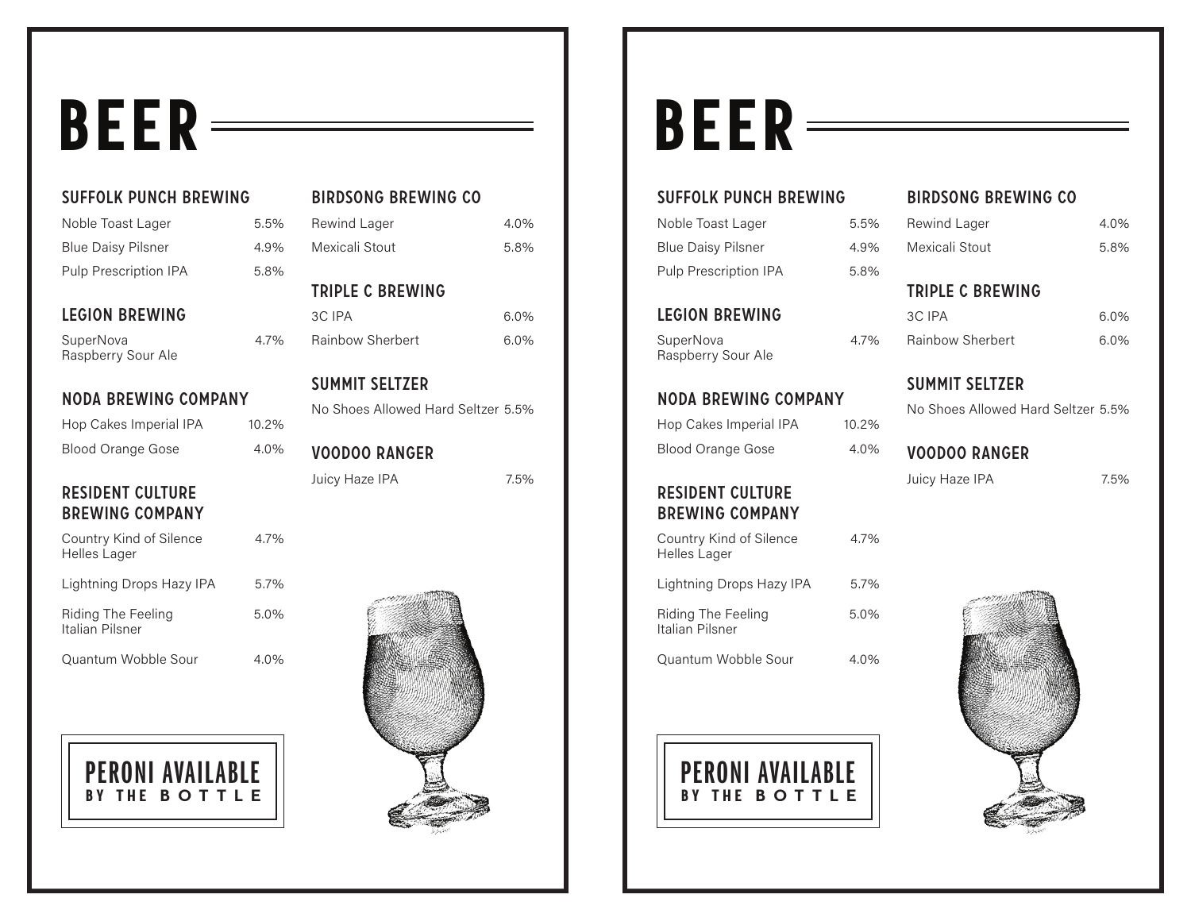# BEER

## SUFFOLK PUNCH BREWING

| | |
|---|---|
| Noble Toast Lager | 5.5% |
| Blue Daisy Pilsner | 4.9% |
| Pulp Prescription IPA | 5.8% |

## LEGION BREWING

| | |
|---|---|
| SuperNova Raspberry Sour Ale | 4.7% |

## NODA BREWING COMPANY

| | |
|---|---|
| Hop Cakes Imperial IPA | 10.2% |
| Blood Orange Gose | 4.0% |

## RESIDENT CULTURE BREWING COMPANY

| | |
|---|---|
| Country Kind of Silence Helles Lager | 4.7% |
| Lightning Drops Hazy IPA | 5.7% |
| Riding The Feeling Italian Pilsner | 5.0% |
| Quantum Wobble Sour | 4.0% |

**PERONI AVAILABLE BY THE BOTTLE**

## BIRDSONG BREWING CO

| | |
|---|---|
| Rewind Lager | 4.0% |
| Mexicali Stout | 5.8% |

## TRIPLE C BREWING

| | |
|---|---|
| 3C IPA | 6.0% |
| Rainbow Sherbert | 6.0% |

## SUMMIT SELTZER

| | |
|---|---|
| No Shoes Allowed Hard Seltzer | 5.5% |

## VOODOO RANGER

| | |
|---|---|
| Juicy Haze IPA | 7.5% |

# BEER

## SUFFOLK PUNCH BREWING

| | |
|---|---|
| Noble Toast Lager | 5.5% |
| Blue Daisy Pilsner | 4.9% |
| Pulp Prescription IPA | 5.8% |

## LEGION BREWING

| | |
|---|---|
| SuperNova Raspberry Sour Ale | 4.7% |

## NODA BREWING COMPANY

| | |
|---|---|
| Hop Cakes Imperial IPA | 10.2% |
| Blood Orange Gose | 4.0% |

## RESIDENT CULTURE BREWING COMPANY

| | |
|---|---|
| Country Kind of Silence Helles Lager | 4.7% |
| Lightning Drops Hazy IPA | 5.7% |
| Riding The Feeling Italian Pilsner | 5.0% |
| Quantum Wobble Sour | 4.0% |

**PERONI AVAILABLE BY THE BOTTLE**

## BIRDSONG BREWING CO

| | |
|---|---|
| Rewind Lager | 4.0% |
| Mexicali Stout | 5.8% |

## TRIPLE C BREWING

| | |
|---|---|
| 3C IPA | 6.0% |
| Rainbow Sherbert | 6.0% |

## SUMMIT SELTZER

| | |
|---|---|
| No Shoes Allowed Hard Seltzer | 5.5% |

## VOODOO RANGER

| | |
|---|---|
| Juicy Haze IPA | 7.5% |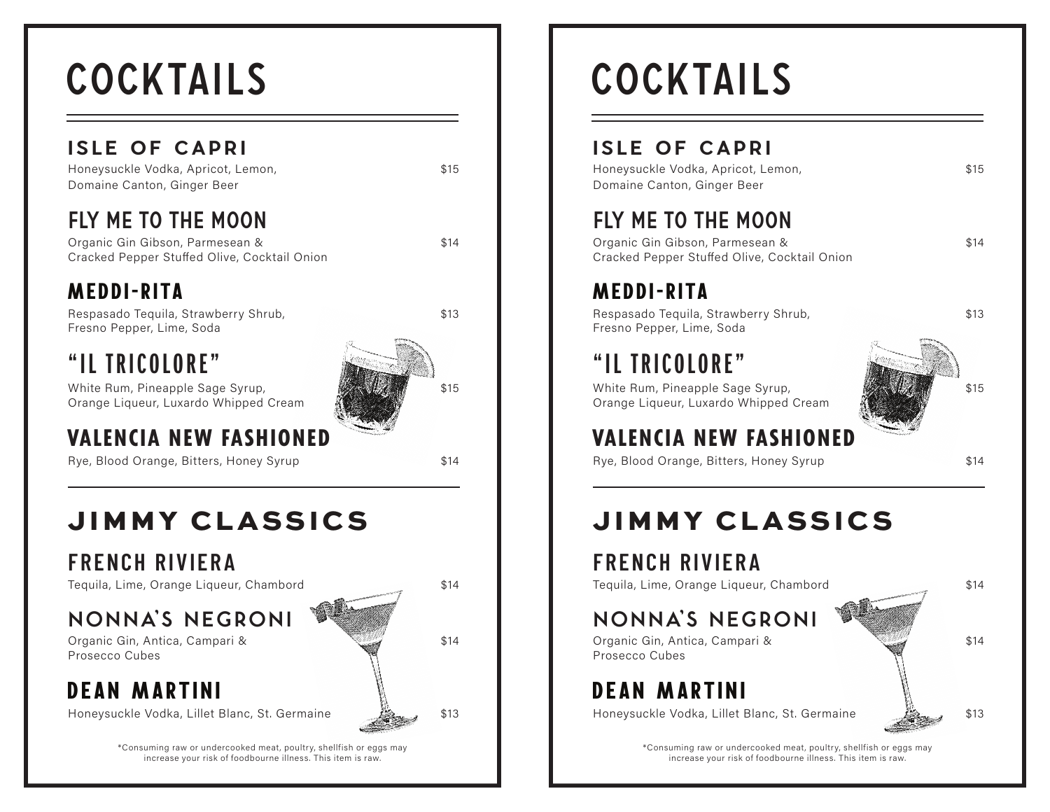# COCKTAILS

## ISLE OF CAPRI

Honeysuckle Vodka, Apricot, Lemon, Domaine Canton, Ginger Beer — $15

## FLY ME TO THE MOON

Organic Gin Gibson, Parmesean & Cracked Pepper Stuffed Olive, Cocktail Onion — $14

## MEDDI-RITA

Respasado Tequila, Strawberry Shrub, Fresno Pepper, Lime, Soda — $13

## "IL TRICOLORE"

White Rum, Pineapple Sage Syrup, Orange Liqueur, Luxardo Whipped Cream — $15

## VALENCIA NEW FASHIONED

Rye, Blood Orange, Bitters, Honey Syrup — $14

# JIMMY CLASSICS

## FRENCH RIVIERA

Tequila, Lime, Orange Liqueur, Chambord — $14

## NONNA'S NEGRONI

Organic Gin, Antica, Campari & Prosecco Cubes — $14

## DEAN MARTINI

Honeysuckle Vodka, Lillet Blanc, St. Germaine — $13

*Consuming raw or undercooked meat, poultry, shellfish or eggs may increase your risk of foodbourne illness. This item is raw.

# COCKTAILS

## ISLE OF CAPRI

Honeysuckle Vodka, Apricot, Lemon, Domaine Canton, Ginger Beer — $15

## FLY ME TO THE MOON

Organic Gin Gibson, Parmesean & Cracked Pepper Stuffed Olive, Cocktail Onion — $14

## MEDDI-RITA

Respasado Tequila, Strawberry Shrub, Fresno Pepper, Lime, Soda — $13

## "IL TRICOLORE"

White Rum, Pineapple Sage Syrup, Orange Liqueur, Luxardo Whipped Cream — $15

## VALENCIA NEW FASHIONED

Rye, Blood Orange, Bitters, Honey Syrup — $14

# JIMMY CLASSICS

## FRENCH RIVIERA

Tequila, Lime, Orange Liqueur, Chambord — $14

## NONNA'S NEGRONI

Organic Gin, Antica, Campari & Prosecco Cubes — $14

## DEAN MARTINI

Honeysuckle Vodka, Lillet Blanc, St. Germaine — $13

*Consuming raw or undercooked meat, poultry, shellfish or eggs may increase your risk of foodbourne illness. This item is raw.